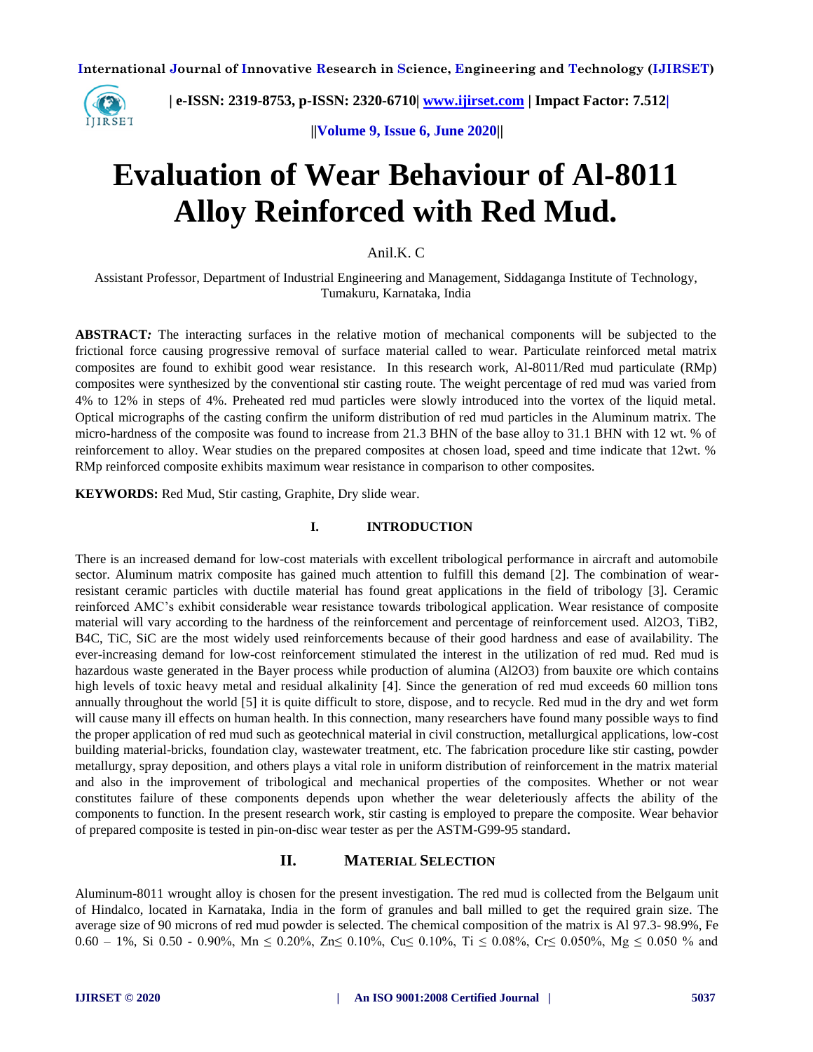# Evaluation of Wear Behaviour of Al-8011 Alloy Reinforced with Red Mud.

Anil.K. C

Assistant Professor, Department of Industrial Engineering and Management, Siddaganga Institute of Technology, Tumakuru, Karnataka, India

**ABSTRACT:** The interacting surfaces in the relative motion of mechanical components will be subjected to the frictional force causing progressive removal of surface material called to wear. Particulate reinforced metal matrix composites are found to exhibit good wear resistance. In this research work, Al-8011/Red mud particulate (RMp) composites were synthesized by the conventional stir casting route. The weight percentage of red mud was varied from 4% to 12% in steps of 4%. Preheated red mud particles were slowly introduced into the vortex of the liquid metal. Optical micrographs of the casting confirm the uniform distribution of red mud particles in the Aluminum matrix. The micro-hardness of the composite was found to increase from 21.3 BHN of the base alloy to 31.1 BHN with 12 wt. % of reinforcement to alloy. Wear studies on the prepared composites at chosen load, speed and time indicate that 12wt. % RMp reinforced composite exhibits maximum wear resistance in comparison to other composites.

**KEYWORDS:** Red Mud, Stir casting, Graphite, Dry slide wear.

## I. INTRODUCTION

There is an increased demand for low-cost materials with excellent tribological performance in aircraft and automobile sector. Aluminum matrix composite has gained much attention to fulfill this demand [2]. The combination of wear-resistant ceramic particles with ductile material has found great applications in the field of tribology [3]. Ceramic reinforced AMC's exhibit considerable wear resistance towards tribological application. Wear resistance of composite material will vary according to the hardness of the reinforcement and percentage of reinforcement used. $Al_2O_3$, $TiB_2$, $B_4C$, TiC, SiC are the most widely used reinforcements because of their good hardness and ease of availability. The ever-increasing demand for low-cost reinforcement stimulated the interest in the utilization of red mud. Red mud is hazardous waste generated in the Bayer process while production of alumina ($Al_2O_3$) from bauxite ore which contains high levels of toxic heavy metal and residual alkalinity [4]. Since the generation of red mud exceeds 60 million tons annually throughout the world [5] it is quite difficult to store, dispose, and to recycle. Red mud in the dry and wet form will cause many ill effects on human health. In this connection, many researchers have found many possible ways to find the proper application of red mud such as geotechnical material in civil construction, metallurgical applications, low-cost building material-bricks, foundation clay, wastewater treatment, etc. The fabrication procedure like stir casting, powder metallurgy, spray deposition, and others plays a vital role in uniform distribution of reinforcement in the matrix material and also in the improvement of tribological and mechanical properties of the composites. Whether or not wear constitutes failure of these components depends upon whether the wear deleteriously affects the ability of the components to function. In the present research work, stir casting is employed to prepare the composite. Wear behavior of prepared composite is tested in pin-on-disc wear tester as per the ASTM-G99-95 standard.

## II. MATERIAL SELECTION

Aluminum-8011 wrought alloy is chosen for the present investigation. The red mud is collected from the Belgaum unit of Hindalco, located in Karnataka, India in the form of granules and ball milled to get the required grain size. The average size of 90 microns of red mud powder is selected. The chemical composition of the matrix is Al 97.3- 98.9%, Fe 0.60 – 1%, Si 0.50 - 0.90%, Mn $\leq$ 0.20%, Zn$\leq$ 0.10%, Cu$\leq$ 0.10%, Ti $\leq$ 0.08%, Cr$\leq$ 0.050%, Mg $\leq$ 0.050 % and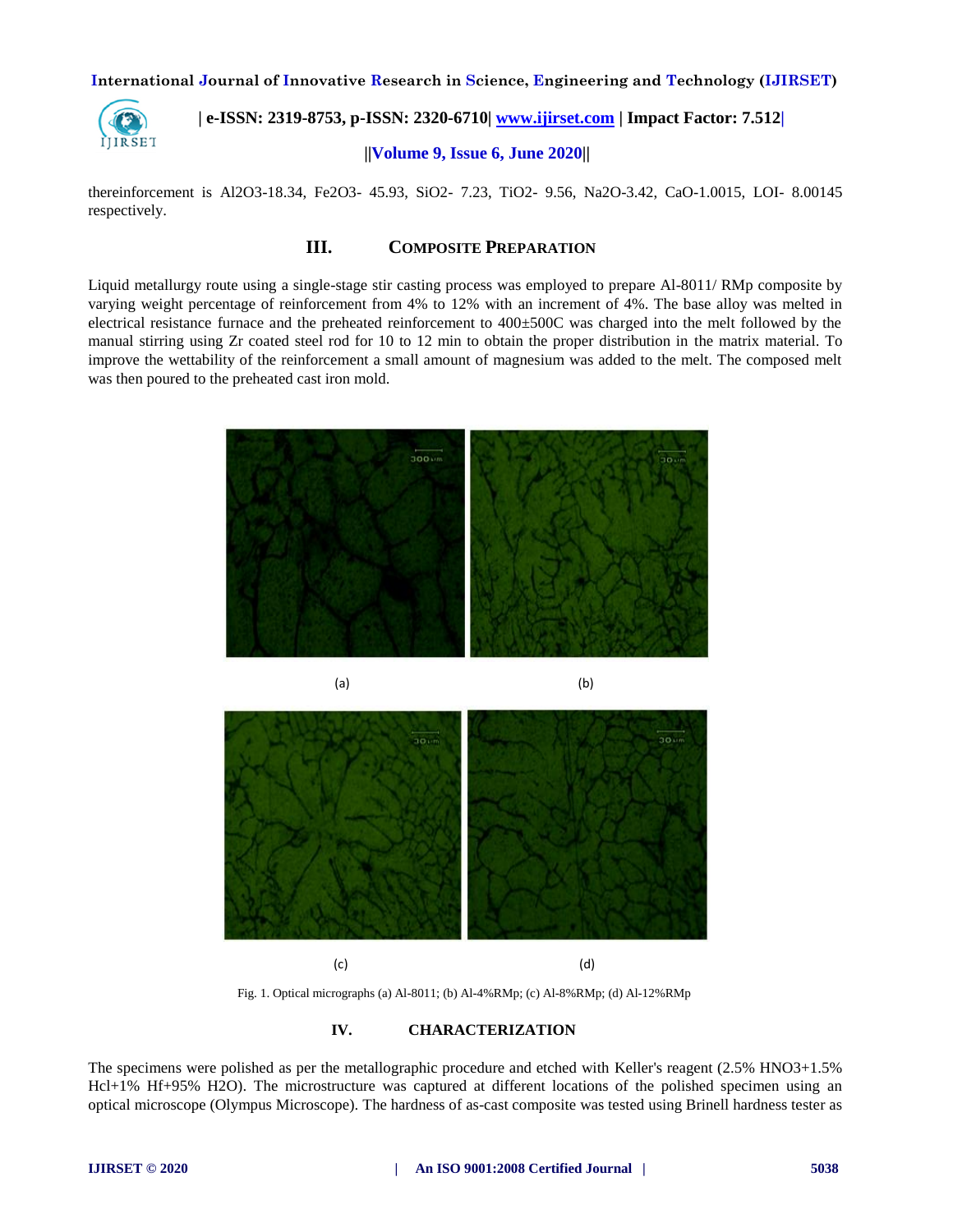thereinforcement is $Al_2O_3$-18.34, $Fe_2O_3$- 45.93, $SiO_2$- 7.23, $TiO_2$- 9.56, $Na_2O$-3.42, CaO-1.0015, LOI- 8.00145 respectively.

## III. COMPOSITE PREPARATION

Liquid metallurgy route using a single-stage stir casting process was employed to prepare Al-8011/ RMp composite by varying weight percentage of reinforcement from 4% to 12% with an increment of 4%. The base alloy was melted in electrical resistance furnace and the preheated reinforcement to 400±500C was charged into the melt followed by the manual stirring using Zr coated steel rod for 10 to 12 min to obtain the proper distribution in the matrix material. To improve the wettability of the reinforcement a small amount of magnesium was added to the melt. The composed melt was then poured to the preheated cast iron mold.

(a) (b)

(c) (d)

Fig. 1. Optical micrographs (a) Al-8011; (b) Al-4%RMp; (c) Al-8%RMp; (d) Al-12%RMp

## IV. CHARACTERIZATION

The specimens were polished as per the metallographic procedure and etched with Keller's reagent (2.5% $HNO_3$+1.5% Hcl+1% Hf+95% $H_2O$). The microstructure was captured at different locations of the polished specimen using an optical microscope (Olympus Microscope). The hardness of as-cast composite was tested using Brinell hardness tester as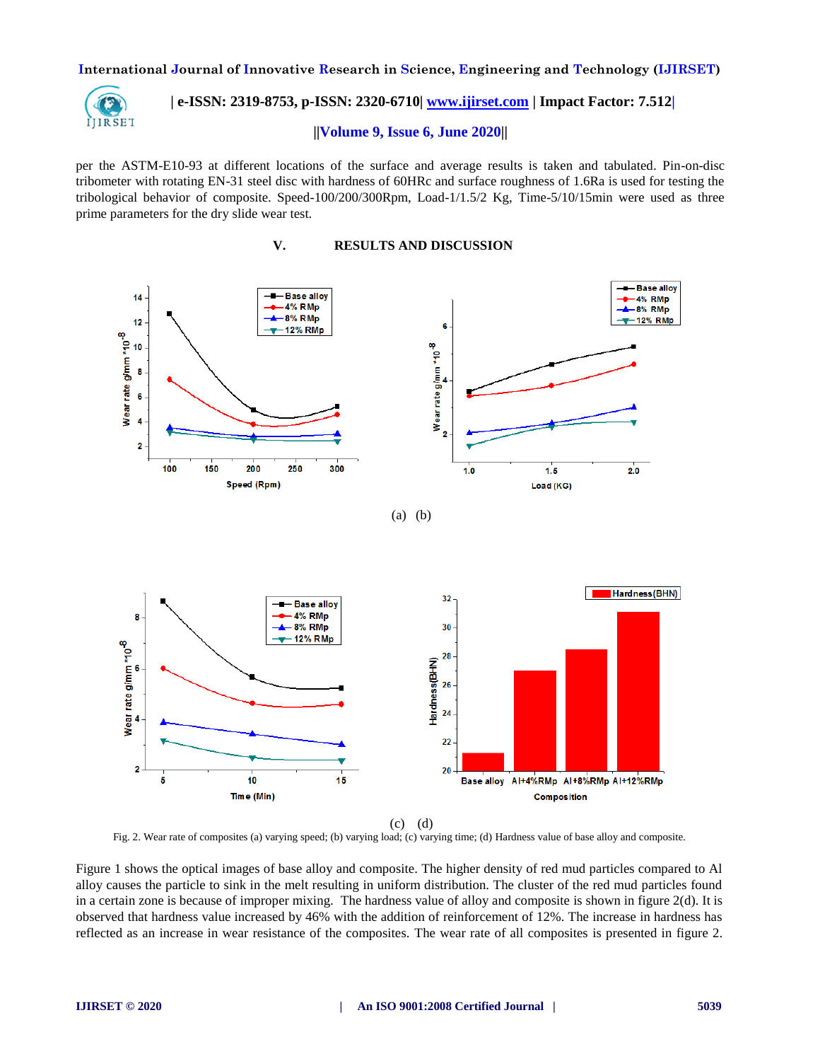per the ASTM-E10-93 at different locations of the surface and average results is taken and tabulated. Pin-on-disc tribometer with rotating EN-31 steel disc with hardness of 60HRc and surface roughness of 1.6Ra is used for testing the tribological behavior of composite. Speed-100/200/300Rpm, Load-1/1.5/2 Kg, Time-5/10/15min were used as three prime parameters for the dry slide wear test.

## V. RESULTS AND DISCUSSION

(a) (b)

(c) (d)

Fig. 2. Wear rate of composites (a) varying speed; (b) varying load; (c) varying time; (d) Hardness value of base alloy and composite.

Figure 1 shows the optical images of base alloy and composite. The higher density of red mud particles compared to Al alloy causes the particle to sink in the melt resulting in uniform distribution. The cluster of the red mud particles found in a certain zone is because of improper mixing. The hardness value of alloy and composite is shown in figure 2(d). It is observed that hardness value increased by 46% with the addition of reinforcement of 12%. The increase in hardness has reflected as an increase in wear resistance of the composites. The wear rate of all composites is presented in figure 2.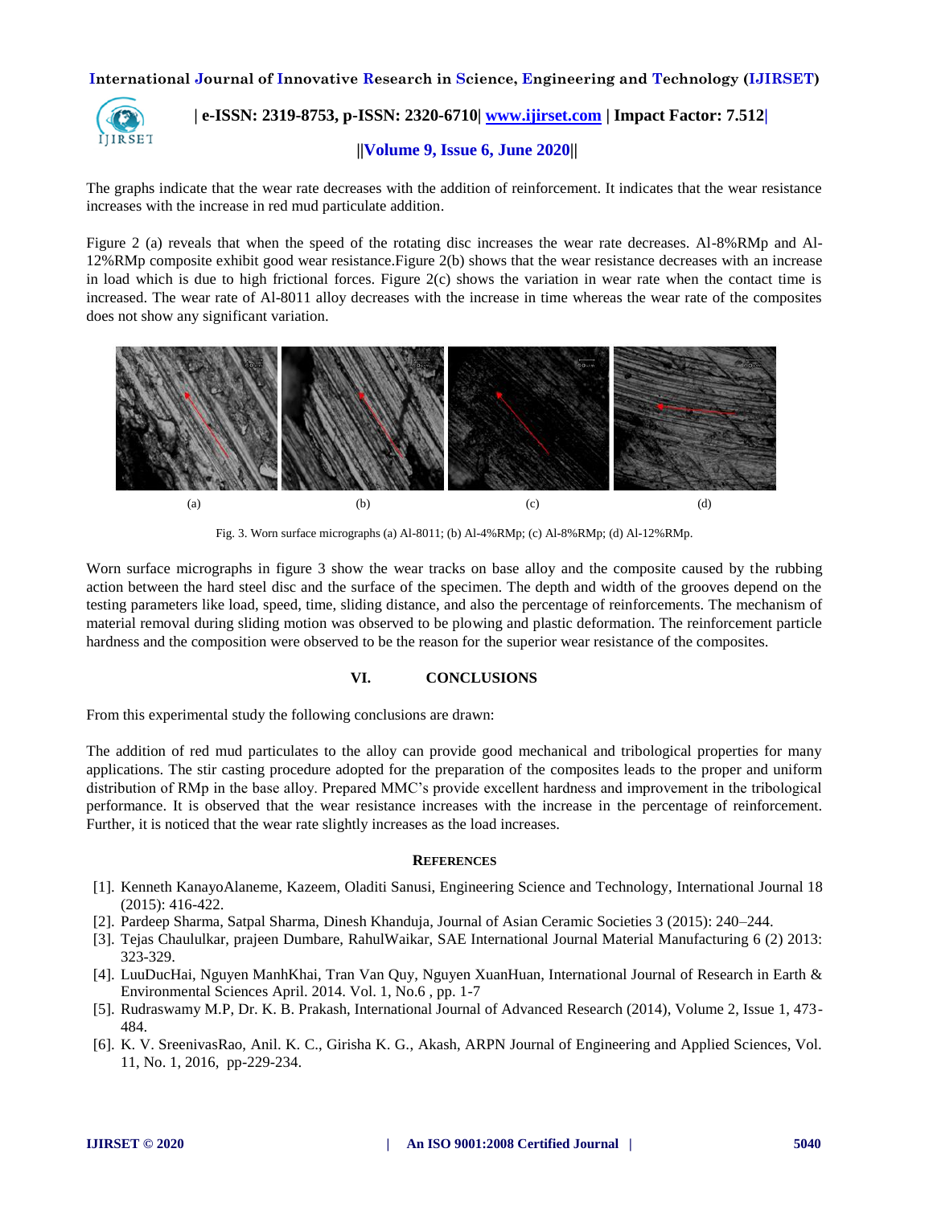The graphs indicate that the wear rate decreases with the addition of reinforcement. It indicates that the wear resistance increases with the increase in red mud particulate addition.

Figure 2 (a) reveals that when the speed of the rotating disc increases the wear rate decreases. Al-8%RMp and Al-12%RMp composite exhibit good wear resistance.Figure 2(b) shows that the wear resistance decreases with an increase in load which is due to high frictional forces. Figure 2(c) shows the variation in wear rate when the contact time is increased. The wear rate of Al-8011 alloy decreases with the increase in time whereas the wear rate of the composites does not show any significant variation.

(a) (b) (c) (d)

Fig. 3. Worn surface micrographs (a) Al-8011; (b) Al-4%RMp; (c) Al-8%RMp; (d) Al-12%RMp.

Worn surface micrographs in figure 3 show the wear tracks on base alloy and the composite caused by the rubbing action between the hard steel disc and the surface of the specimen. The depth and width of the grooves depend on the testing parameters like load, speed, time, sliding distance, and also the percentage of reinforcements. The mechanism of material removal during sliding motion was observed to be plowing and plastic deformation. The reinforcement particle hardness and the composition were observed to be the reason for the superior wear resistance of the composites.

## VI. CONCLUSIONS

From this experimental study the following conclusions are drawn:

The addition of red mud particulates to the alloy can provide good mechanical and tribological properties for many applications. The stir casting procedure adopted for the preparation of the composites leads to the proper and uniform distribution of RMp in the base alloy. Prepared MMC's provide excellent hardness and improvement in the tribological performance. It is observed that the wear resistance increases with the increase in the percentage of reinforcement. Further, it is noticed that the wear rate slightly increases as the load increases.

## REFERENCES

[1]. Kenneth KanayoAlaneme, Kazeem, Oladiti Sanusi, Engineering Science and Technology, International Journal 18 (2015): 416-422.

[2]. Pardeep Sharma, Satpal Sharma, Dinesh Khanduja, Journal of Asian Ceramic Societies 3 (2015): 240–244.

[3]. Tejas Chaululkar, prajeen Dumbare, RahulWaikar, SAE International Journal Material Manufacturing 6 (2) 2013: 323-329.

[4]. LuuDucHai, Nguyen ManhKhai, Tran Van Quy, Nguyen XuanHuan, International Journal of Research in Earth & Environmental Sciences April. 2014. Vol. 1, No.6 , pp. 1-7

[5]. Rudraswamy M.P, Dr. K. B. Prakash, International Journal of Advanced Research (2014), Volume 2, Issue 1, 473-484.

[6]. K. V. SreenivasRao, Anil. K. C., Girisha K. G., Akash, ARPN Journal of Engineering and Applied Sciences, Vol. 11, No. 1, 2016, pp-229-234.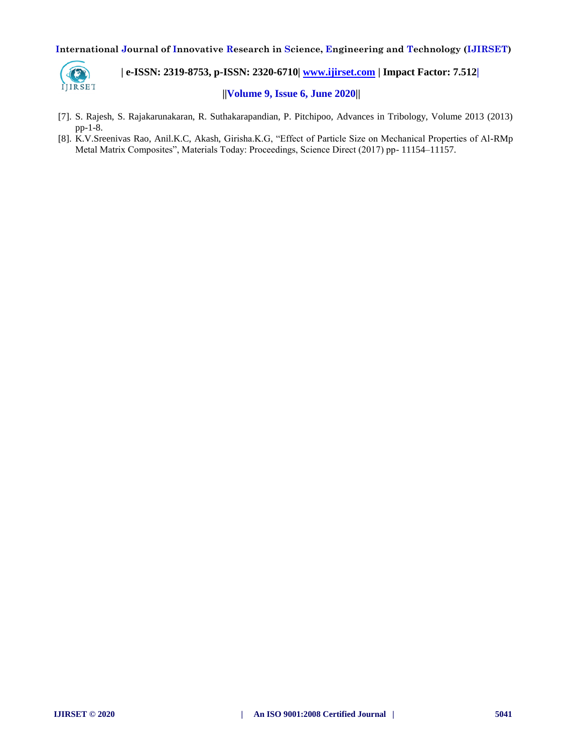[7]. S. Rajesh, S. Rajakarunakaran, R. Suthakarapandian, P. Pitchipoo, Advances in Tribology, Volume 2013 (2013) pp-1-8.

[8]. K.V.Sreenivas Rao, Anil.K.C, Akash, Girisha.K.G, "Effect of Particle Size on Mechanical Properties of Al-RMp Metal Matrix Composites", Materials Today: Proceedings, Science Direct (2017) pp- 11154–11157.